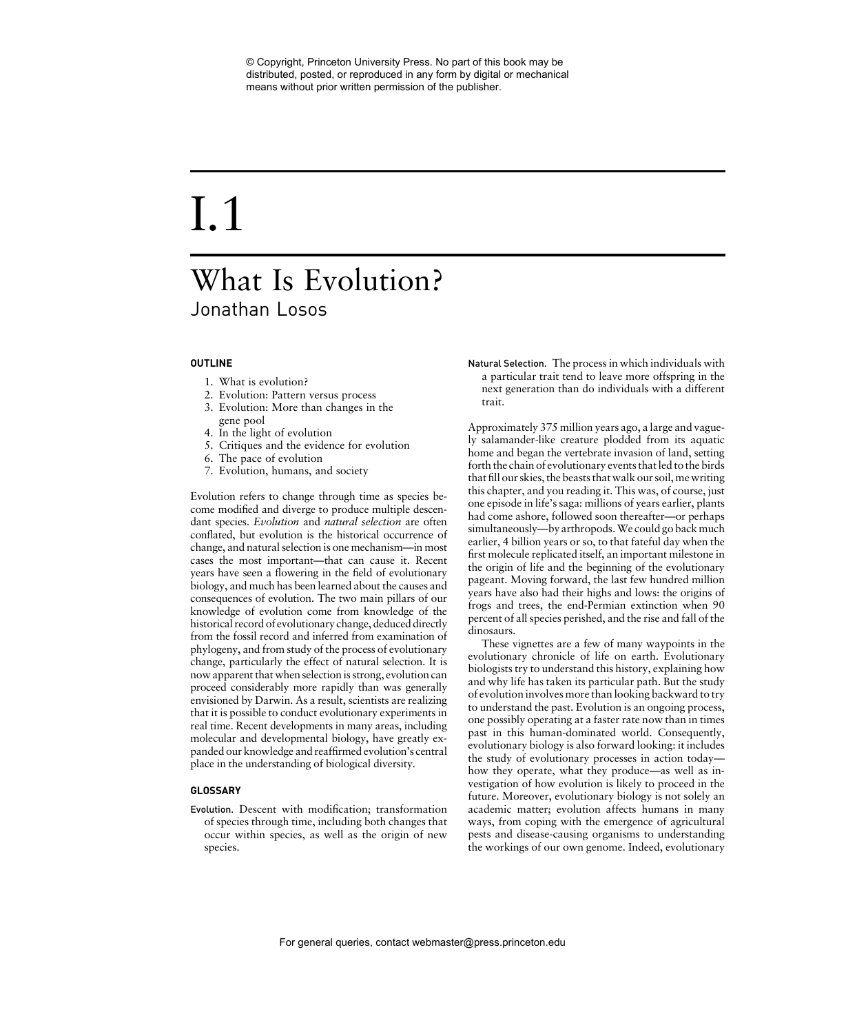© Copyright, Princeton University Press. No part of this book may be distributed, posted, or reproduced in any form by digital or mechanical means without prior written permission of the publisher.

# I.1

# What Is Evolution?

## Jonathan Losos

### OUTLINE

1. What is evolution?
2. Evolution: Pattern versus process
3. Evolution: More than changes in the gene pool
4. In the light of evolution
5. Critiques and the evidence for evolution
6. The pace of evolution
7. Evolution, humans, and society

Evolution refers to change through time as species become modified and diverge to produce multiple descendant species. *Evolution* and *natural selection* are often conflated, but evolution is the historical occurrence of change, and natural selection is one mechanism—in most cases the most important—that can cause it. Recent years have seen a flowering in the field of evolutionary biology, and much has been learned about the causes and consequences of evolution. The two main pillars of our knowledge of evolution come from knowledge of the historical record of evolutionary change, deduced directly from the fossil record and inferred from examination of phylogeny, and from study of the process of evolutionary change, particularly the effect of natural selection. It is now apparent that when selection is strong, evolution can proceed considerably more rapidly than was generally envisioned by Darwin. As a result, scientists are realizing that it is possible to conduct evolutionary experiments in real time. Recent developments in many areas, including molecular and developmental biology, have greatly expanded our knowledge and reaffirmed evolution's central place in the understanding of biological diversity.

### GLOSSARY

**Evolution.** Descent with modification; transformation of species through time, including both changes that occur within species, as well as the origin of new species.

**Natural Selection.** The process in which individuals with a particular trait tend to leave more offspring in the next generation than do individuals with a different trait.

Approximately 375 million years ago, a large and vaguely salamander-like creature plodded from its aquatic home and began the vertebrate invasion of land, setting forth the chain of evolutionary events that led to the birds that fill our skies, the beasts that walk our soil, me writing this chapter, and you reading it. This was, of course, just one episode in life's saga: millions of years earlier, plants had come ashore, followed soon thereafter—or perhaps simultaneously—by arthropods. We could go back much earlier, 4 billion years or so, to that fateful day when the first molecule replicated itself, an important milestone in the origin of life and the beginning of the evolutionary pageant. Moving forward, the last few hundred million years have also had their highs and lows: the origins of frogs and trees, the end-Permian extinction when 90 percent of all species perished, and the rise and fall of the dinosaurs.

These vignettes are a few of many waypoints in the evolutionary chronicle of life on earth. Evolutionary biologists try to understand this history, explaining how and why life has taken its particular path. But the study of evolution involves more than looking backward to try to understand the past. Evolution is an ongoing process, one possibly operating at a faster rate now than in times past in this human-dominated world. Consequently, evolutionary biology is also forward looking: it includes the study of evolutionary processes in action today—how they operate, what they produce—as well as investigation of how evolution is likely to proceed in the future. Moreover, evolutionary biology is not solely an academic matter; evolution affects humans in many ways, from coping with the emergence of agricultural pests and disease-causing organisms to understanding the workings of our own genome. Indeed, evolutionary

For general queries, contact webmaster@press.princeton.edu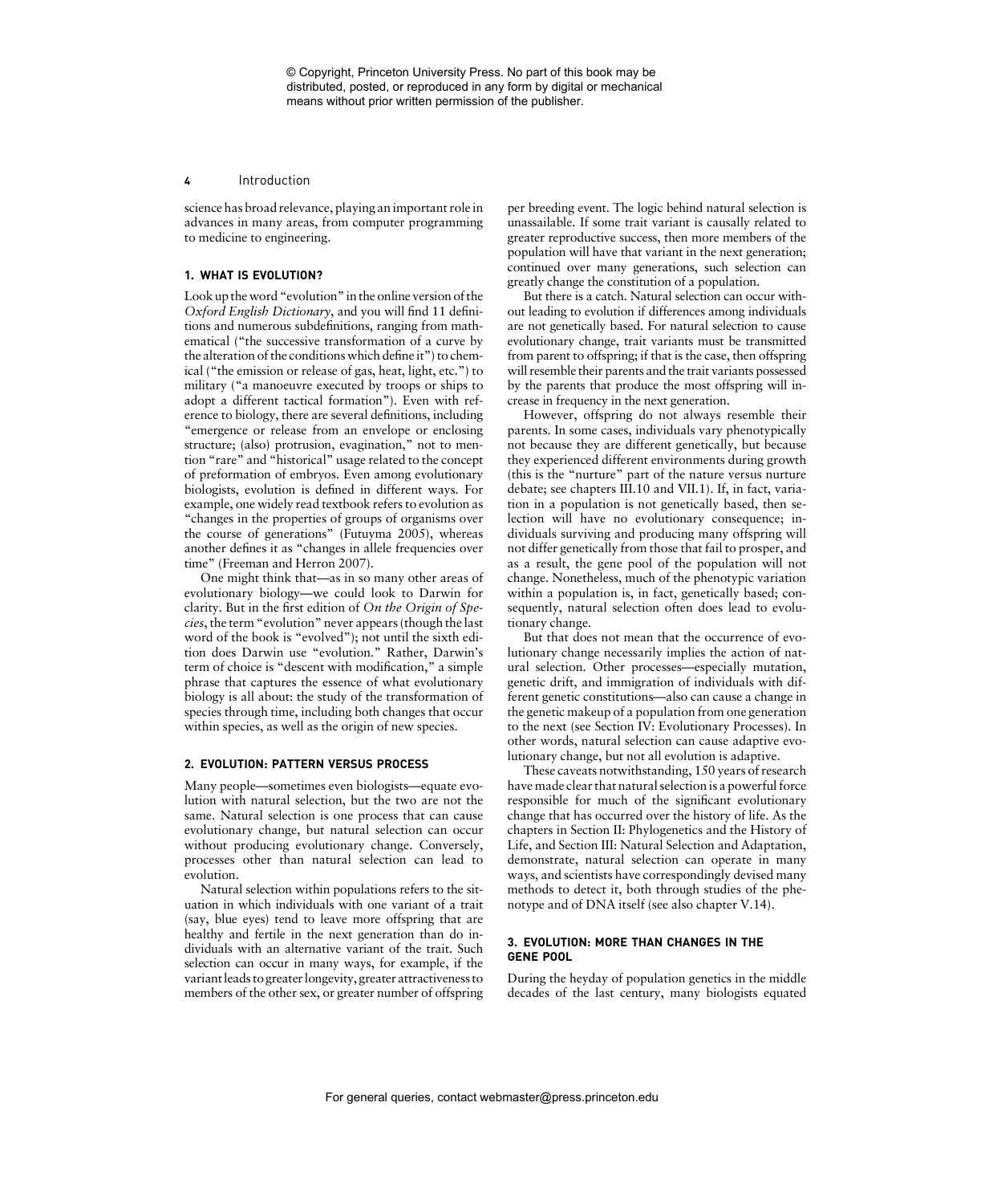science has broad relevance, playing an important role in advances in many areas, from computer programming to medicine to engineering.

## 1. WHAT IS EVOLUTION?

Look up the word "evolution" in the online version of the *Oxford English Dictionary*, and you will find 11 definitions and numerous subdefinitions, ranging from mathematical ("the successive transformation of a curve by the alteration of the conditions which define it") to chemical ("the emission or release of gas, heat, light, etc.") to military ("a manoeuvre executed by troops or ships to adopt a different tactical formation"). Even with reference to biology, there are several definitions, including "emergence or release from an envelope or enclosing structure; (also) protrusion, evagination," not to mention "rare" and "historical" usage related to the concept of preformation of embryos. Even among evolutionary biologists, evolution is defined in different ways. For example, one widely read textbook refers to evolution as "changes in the properties of groups of organisms over the course of generations" (Futuyma 2005), whereas another defines it as "changes in allele frequencies over time" (Freeman and Herron 2007).

One might think that—as in so many other areas of evolutionary biology—we could look to Darwin for clarity. But in the first edition of *On the Origin of Species*, the term "evolution" never appears (though the last word of the book is "evolved"); not until the sixth edition does Darwin use "evolution." Rather, Darwin's term of choice is "descent with modification," a simple phrase that captures the essence of what evolutionary biology is all about: the study of the transformation of species through time, including both changes that occur within species, as well as the origin of new species.

## 2. EVOLUTION: PATTERN VERSUS PROCESS

Many people—sometimes even biologists—equate evolution with natural selection, but the two are not the same. Natural selection is one process that can cause evolutionary change, but natural selection can occur without producing evolutionary change. Conversely, processes other than natural selection can lead to evolution.

Natural selection within populations refers to the situation in which individuals with one variant of a trait (say, blue eyes) tend to leave more offspring that are healthy and fertile in the next generation than do individuals with an alternative variant of the trait. Such selection can occur in many ways, for example, if the variant leads to greater longevity, greater attractiveness to members of the other sex, or greater number of offspring per breeding event. The logic behind natural selection is unassailable. If some trait variant is causally related to greater reproductive success, then more members of the population will have that variant in the next generation; continued over many generations, such selection can greatly change the constitution of a population.

But there is a catch. Natural selection can occur without leading to evolution if differences among individuals are not genetically based. For natural selection to cause evolutionary change, trait variants must be transmitted from parent to offspring; if that is the case, then offspring will resemble their parents and the trait variants possessed by the parents that produce the most offspring will increase in frequency in the next generation.

However, offspring do not always resemble their parents. In some cases, individuals vary phenotypically not because they are different genetically, but because they experienced different environments during growth (this is the "nurture" part of the nature versus nurture debate; see chapters III.10 and VII.1). If, in fact, variation in a population is not genetically based, then selection will have no evolutionary consequence; individuals surviving and producing many offspring will not differ genetically from those that fail to prosper, and as a result, the gene pool of the population will not change. Nonetheless, much of the phenotypic variation within a population is, in fact, genetically based; consequently, natural selection often does lead to evolutionary change.

But that does not mean that the occurrence of evolutionary change necessarily implies the action of natural selection. Other processes—especially mutation, genetic drift, and immigration of individuals with different genetic constitutions—also can cause a change in the genetic makeup of a population from one generation to the next (see Section IV: Evolutionary Processes). In other words, natural selection can cause adaptive evolutionary change, but not all evolution is adaptive.

These caveats notwithstanding, 150 years of research have made clear that natural selection is a powerful force responsible for much of the significant evolutionary change that has occurred over the history of life. As the chapters in Section II: Phylogenetics and the History of Life, and Section III: Natural Selection and Adaptation, demonstrate, natural selection can operate in many ways, and scientists have correspondingly devised many methods to detect it, both through studies of the phenotype and of DNA itself (see also chapter V.14).

## 3. EVOLUTION: MORE THAN CHANGES IN THE GENE POOL

During the heyday of population genetics in the middle decades of the last century, many biologists equated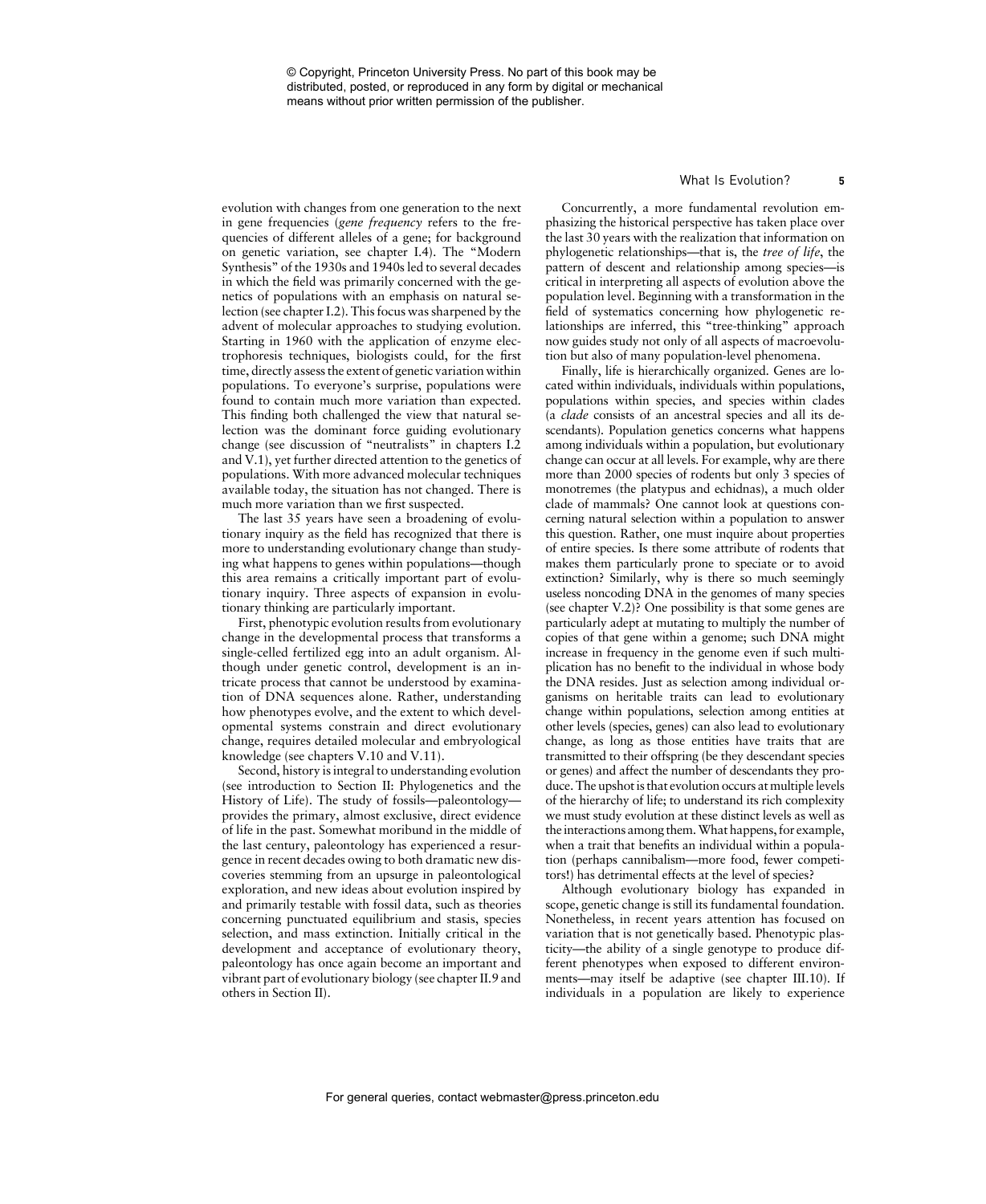evolution with changes from one generation to the next in gene frequencies (*gene frequency* refers to the frequencies of different alleles of a gene; for background on genetic variation, see chapter I.4). The "Modern Synthesis" of the 1930s and 1940s led to several decades in which the field was primarily concerned with the genetics of populations with an emphasis on natural selection (see chapter I.2). This focus was sharpened by the advent of molecular approaches to studying evolution. Starting in 1960 with the application of enzyme electrophoresis techniques, biologists could, for the first time, directly assess the extent of genetic variation within populations. To everyone's surprise, populations were found to contain much more variation than expected. This finding both challenged the view that natural selection was the dominant force guiding evolutionary change (see discussion of "neutralists" in chapters I.2 and V.1), yet further directed attention to the genetics of populations. With more advanced molecular techniques available today, the situation has not changed. There is much more variation than we first suspected.

The last 35 years have seen a broadening of evolutionary inquiry as the field has recognized that there is more to understanding evolutionary change than studying what happens to genes within populations—though this area remains a critically important part of evolutionary inquiry. Three aspects of expansion in evolutionary thinking are particularly important.

First, phenotypic evolution results from evolutionary change in the developmental process that transforms a single-celled fertilized egg into an adult organism. Although under genetic control, development is an intricate process that cannot be understood by examination of DNA sequences alone. Rather, understanding how phenotypes evolve, and the extent to which developmental systems constrain and direct evolutionary change, requires detailed molecular and embryological knowledge (see chapters V.10 and V.11).

Second, history is integral to understanding evolution (see introduction to Section II: Phylogenetics and the History of Life). The study of fossils—paleontology—provides the primary, almost exclusive, direct evidence of life in the past. Somewhat moribund in the middle of the last century, paleontology has experienced a resurgence in recent decades owing to both dramatic new discoveries stemming from an upsurge in paleontological exploration, and new ideas about evolution inspired by and primarily testable with fossil data, such as theories concerning punctuated equilibrium and stasis, species selection, and mass extinction. Initially critical in the development and acceptance of evolutionary theory, paleontology has once again become an important and vibrant part of evolutionary biology (see chapter II.9 and others in Section II).

Concurrently, a more fundamental revolution emphasizing the historical perspective has taken place over the last 30 years with the realization that information on phylogenetic relationships—that is, the *tree of life*, the pattern of descent and relationship among species—is critical in interpreting all aspects of evolution above the population level. Beginning with a transformation in the field of systematics concerning how phylogenetic relationships are inferred, this "tree-thinking" approach now guides study not only of all aspects of macroevolution but also of many population-level phenomena.

Finally, life is hierarchically organized. Genes are located within individuals, individuals within populations, populations within species, and species within clades (a *clade* consists of an ancestral species and all its descendants). Population genetics concerns what happens among individuals within a population, but evolutionary change can occur at all levels. For example, why are there more than 2000 species of rodents but only 3 species of monotremes (the platypus and echidnas), a much older clade of mammals? One cannot look at questions concerning natural selection within a population to answer this question. Rather, one must inquire about properties of entire species. Is there some attribute of rodents that makes them particularly prone to speciate or to avoid extinction? Similarly, why is there so much seemingly useless noncoding DNA in the genomes of many species (see chapter V.2)? One possibility is that some genes are particularly adept at mutating to multiply the number of copies of that gene within a genome; such DNA might increase in frequency in the genome even if such multiplication has no benefit to the individual in whose body the DNA resides. Just as selection among individual organisms on heritable traits can lead to evolutionary change within populations, selection among entities at other levels (species, genes) can also lead to evolutionary change, as long as those entities have traits that are transmitted to their offspring (be they descendant species or genes) and affect the number of descendants they produce. The upshot is that evolution occurs at multiple levels of the hierarchy of life; to understand its rich complexity we must study evolution at these distinct levels as well as the interactions among them. What happens, for example, when a trait that benefits an individual within a population (perhaps cannibalism—more food, fewer competitors!) has detrimental effects at the level of species?

Although evolutionary biology has expanded in scope, genetic change is still its fundamental foundation. Nonetheless, in recent years attention has focused on variation that is not genetically based. Phenotypic plasticity—the ability of a single genotype to produce different phenotypes when exposed to different environments—may itself be adaptive (see chapter III.10). If individuals in a population are likely to experience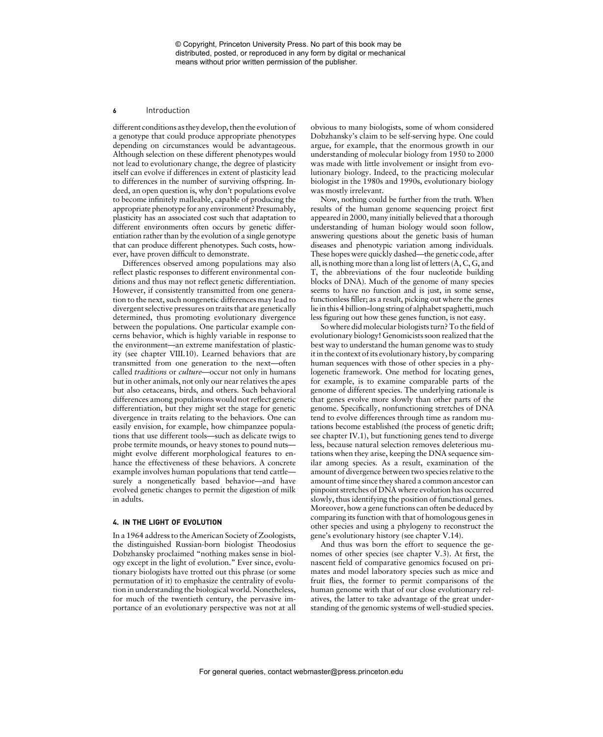different conditions as they develop, then the evolution of a genotype that could produce appropriate phenotypes depending on circumstances would be advantageous. Although selection on these different phenotypes would not lead to evolutionary change, the degree of plasticity itself can evolve if differences in extent of plasticity lead to differences in the number of surviving offspring. Indeed, an open question is, why don't populations evolve to become infinitely malleable, capable of producing the appropriate phenotype for any environment? Presumably, plasticity has an associated cost such that adaptation to different environments often occurs by genetic differentiation rather than by the evolution of a single genotype that can produce different phenotypes. Such costs, however, have proven difficult to demonstrate.

Differences observed among populations may also reflect plastic responses to different environmental conditions and thus may not reflect genetic differentiation. However, if consistently transmitted from one generation to the next, such nongenetic differences may lead to divergent selective pressures on traits that are genetically determined, thus promoting evolutionary divergence between the populations. One particular example concerns behavior, which is highly variable in response to the environment—an extreme manifestation of plasticity (see chapter VIII.10). Learned behaviors that are transmitted from one generation to the next—often called *traditions* or *culture*—occur not only in humans but in other animals, not only our near relatives the apes but also cetaceans, birds, and others. Such behavioral differences among populations would not reflect genetic differentiation, but they might set the stage for genetic divergence in traits relating to the behaviors. One can easily envision, for example, how chimpanzee populations that use different tools—such as delicate twigs to probe termite mounds, or heavy stones to pound nuts—might evolve different morphological features to enhance the effectiveness of these behaviors. A concrete example involves human populations that tend cattle—surely a nongenetically based behavior—and have evolved genetic changes to permit the digestion of milk in adults.

### 4. IN THE LIGHT OF EVOLUTION

In a 1964 address to the American Society of Zoologists, the distinguished Russian-born biologist Theodosius Dobzhansky proclaimed "nothing makes sense in biology except in the light of evolution." Ever since, evolutionary biologists have trotted out this phrase (or some permutation of it) to emphasize the centrality of evolution in understanding the biological world. Nonetheless, for much of the twentieth century, the pervasive importance of an evolutionary perspective was not at all obvious to many biologists, some of whom considered Dobzhansky's claim to be self-serving hype. One could argue, for example, that the enormous growth in our understanding of molecular biology from 1950 to 2000 was made with little involvement or insight from evolutionary biology. Indeed, to the practicing molecular biologist in the 1980s and 1990s, evolutionary biology was mostly irrelevant.

Now, nothing could be further from the truth. When results of the human genome sequencing project first appeared in 2000, many initially believed that a thorough understanding of human biology would soon follow, answering questions about the genetic basis of human diseases and phenotypic variation among individuals. These hopes were quickly dashed—the genetic code, after all, is nothing more than a long list of letters (A, C, G, and T, the abbreviations of the four nucleotide building blocks of DNA). Much of the genome of many species seems to have no function and is just, in some sense, functionless filler; as a result, picking out where the genes lie in this 4 billion–long string of alphabet spaghetti, much less figuring out how these genes function, is not easy.

So where did molecular biologists turn? To the field of evolutionary biology! Genomicists soon realized that the best way to understand the human genome was to study it in the context of its evolutionary history, by comparing human sequences with those of other species in a phylogenetic framework. One method for locating genes, for example, is to examine comparable parts of the genome of different species. The underlying rationale is that genes evolve more slowly than other parts of the genome. Specifically, nonfunctioning stretches of DNA tend to evolve differences through time as random mutations become established (the process of genetic drift; see chapter IV.1), but functioning genes tend to diverge less, because natural selection removes deleterious mutations when they arise, keeping the DNA sequence similar among species. As a result, examination of the amount of divergence between two species relative to the amount of time since they shared a common ancestor can pinpoint stretches of DNA where evolution has occurred slowly, thus identifying the position of functional genes. Moreover, how a gene functions can often be deduced by comparing its function with that of homologous genes in other species and using a phylogeny to reconstruct the gene's evolutionary history (see chapter V.14).

And thus was born the effort to sequence the genomes of other species (see chapter V.3). At first, the nascent field of comparative genomics focused on primates and model laboratory species such as mice and fruit flies, the former to permit comparisons of the human genome with that of our close evolutionary relatives, the latter to take advantage of the great understanding of the genomic systems of well-studied species.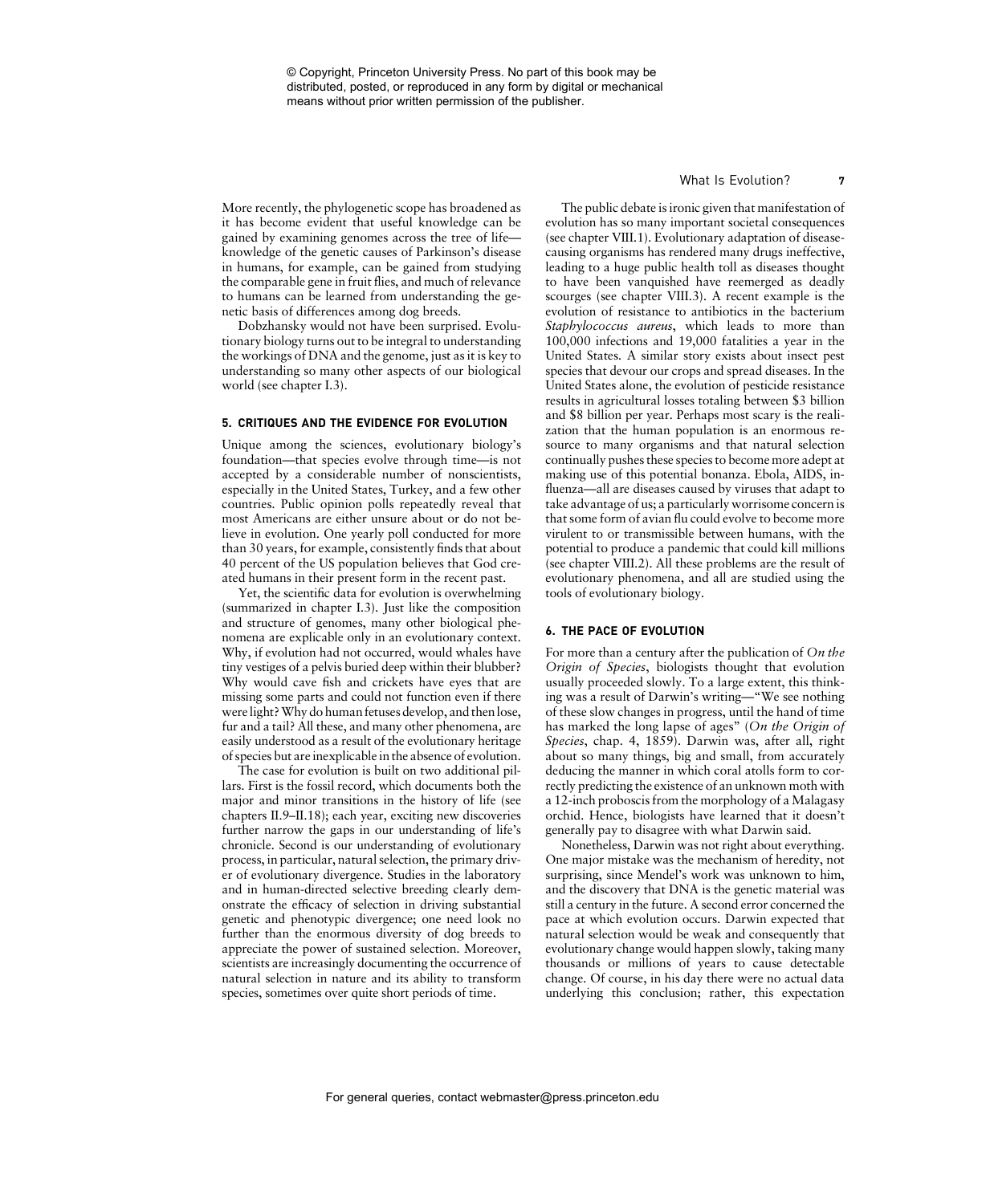More recently, the phylogenetic scope has broadened as it has become evident that useful knowledge can be gained by examining genomes across the tree of life—knowledge of the genetic causes of Parkinson's disease in humans, for example, can be gained from studying the comparable gene in fruit flies, and much of relevance to humans can be learned from understanding the genetic basis of differences among dog breeds.

Dobzhansky would not have been surprised. Evolutionary biology turns out to be integral to understanding the workings of DNA and the genome, just as it is key to understanding so many other aspects of our biological world (see chapter I.3).

### 5. CRITIQUES AND THE EVIDENCE FOR EVOLUTION

Unique among the sciences, evolutionary biology's foundation—that species evolve through time—is not accepted by a considerable number of nonscientists, especially in the United States, Turkey, and a few other countries. Public opinion polls repeatedly reveal that most Americans are either unsure about or do not believe in evolution. One yearly poll conducted for more than 30 years, for example, consistently finds that about 40 percent of the US population believes that God created humans in their present form in the recent past.

Yet, the scientific data for evolution is overwhelming (summarized in chapter I.3). Just like the composition and structure of genomes, many other biological phenomena are explicable only in an evolutionary context. Why, if evolution had not occurred, would whales have tiny vestiges of a pelvis buried deep within their blubber? Why would cave fish and crickets have eyes that are missing some parts and could not function even if there were light? Why do human fetuses develop, and then lose, fur and a tail? All these, and many other phenomena, are easily understood as a result of the evolutionary heritage of species but are inexplicable in the absence of evolution.

The case for evolution is built on two additional pillars. First is the fossil record, which documents both the major and minor transitions in the history of life (see chapters II.9–II.18); each year, exciting new discoveries further narrow the gaps in our understanding of life's chronicle. Second is our understanding of evolutionary process, in particular, natural selection, the primary driver of evolutionary divergence. Studies in the laboratory and in human-directed selective breeding clearly demonstrate the efficacy of selection in driving substantial genetic and phenotypic divergence; one need look no further than the enormous diversity of dog breeds to appreciate the power of sustained selection. Moreover, scientists are increasingly documenting the occurrence of natural selection in nature and its ability to transform species, sometimes over quite short periods of time.

The public debate is ironic given that manifestation of evolution has so many important societal consequences (see chapter VIII.1). Evolutionary adaptation of disease-causing organisms has rendered many drugs ineffective, leading to a huge public health toll as diseases thought to have been vanquished have reemerged as deadly scourges (see chapter VIII.3). A recent example is the evolution of resistance to antibiotics in the bacterium *Staphylococcus aureus*, which leads to more than 100,000 infections and 19,000 fatalities a year in the United States. A similar story exists about insect pest species that devour our crops and spread diseases. In the United States alone, the evolution of pesticide resistance results in agricultural losses totaling between $3 billion and $8 billion per year. Perhaps most scary is the realization that the human population is an enormous resource to many organisms and that natural selection continually pushes these species to become more adept at making use of this potential bonanza. Ebola, AIDS, influenza—all are diseases caused by viruses that adapt to take advantage of us; a particularly worrisome concern is that some form of avian flu could evolve to become more virulent to or transmissible between humans, with the potential to produce a pandemic that could kill millions (see chapter VIII.2). All these problems are the result of evolutionary phenomena, and all are studied using the tools of evolutionary biology.

### 6. THE PACE OF EVOLUTION

For more than a century after the publication of *On the Origin of Species*, biologists thought that evolution usually proceeded slowly. To a large extent, this thinking was a result of Darwin's writing—"We see nothing of these slow changes in progress, until the hand of time has marked the long lapse of ages" (*On the Origin of Species*, chap. 4, 1859). Darwin was, after all, right about so many things, big and small, from accurately deducing the manner in which coral atolls form to correctly predicting the existence of an unknown moth with a 12-inch proboscis from the morphology of a Malagasy orchid. Hence, biologists have learned that it doesn't generally pay to disagree with what Darwin said.

Nonetheless, Darwin was not right about everything. One major mistake was the mechanism of heredity, not surprising, since Mendel's work was unknown to him, and the discovery that DNA is the genetic material was still a century in the future. A second error concerned the pace at which evolution occurs. Darwin expected that natural selection would be weak and consequently that evolutionary change would happen slowly, taking many thousands or millions of years to cause detectable change. Of course, in his day there were no actual data underlying this conclusion; rather, this expectation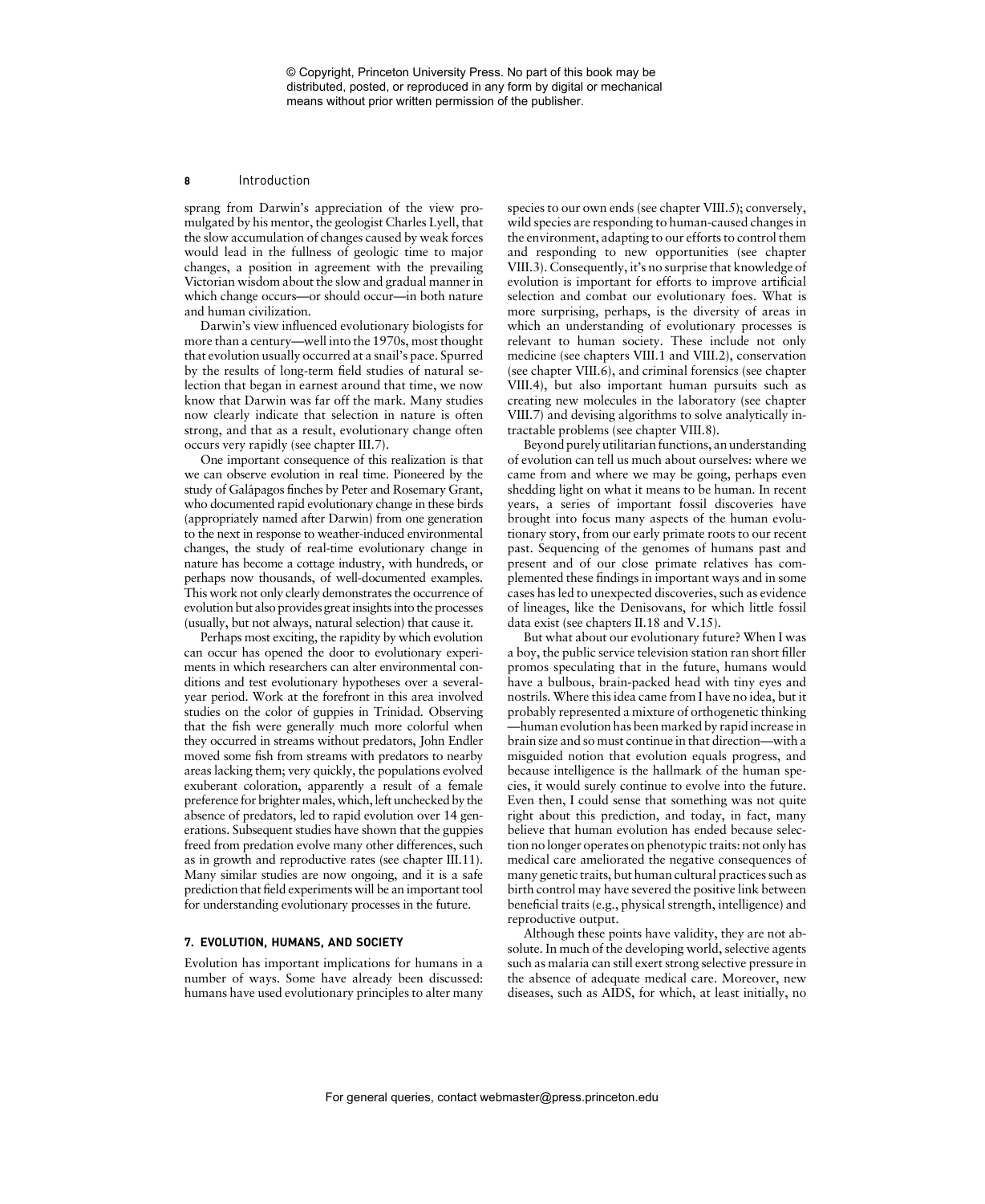sprang from Darwin's appreciation of the view promulgated by his mentor, the geologist Charles Lyell, that the slow accumulation of changes caused by weak forces would lead in the fullness of geologic time to major changes, a position in agreement with the prevailing Victorian wisdom about the slow and gradual manner in which change occurs—or should occur—in both nature and human civilization.

Darwin's view influenced evolutionary biologists for more than a century—well into the 1970s, most thought that evolution usually occurred at a snail's pace. Spurred by the results of long-term field studies of natural selection that began in earnest around that time, we now know that Darwin was far off the mark. Many studies now clearly indicate that selection in nature is often strong, and that as a result, evolutionary change often occurs very rapidly (see chapter III.7).

One important consequence of this realization is that we can observe evolution in real time. Pioneered by the study of Galápagos finches by Peter and Rosemary Grant, who documented rapid evolutionary change in these birds (appropriately named after Darwin) from one generation to the next in response to weather-induced environmental changes, the study of real-time evolutionary change in nature has become a cottage industry, with hundreds, or perhaps now thousands, of well-documented examples. This work not only clearly demonstrates the occurrence of evolution but also provides great insights into the processes (usually, but not always, natural selection) that cause it.

Perhaps most exciting, the rapidity by which evolution can occur has opened the door to evolutionary experiments in which researchers can alter environmental conditions and test evolutionary hypotheses over a several-year period. Work at the forefront in this area involved studies on the color of guppies in Trinidad. Observing that the fish were generally much more colorful when they occurred in streams without predators, John Endler moved some fish from streams with predators to nearby areas lacking them; very quickly, the populations evolved exuberant coloration, apparently a result of a female preference for brighter males, which, left unchecked by the absence of predators, led to rapid evolution over 14 generations. Subsequent studies have shown that the guppies freed from predation evolve many other differences, such as in growth and reproductive rates (see chapter III.11). Many similar studies are now ongoing, and it is a safe prediction that field experiments will be an important tool for understanding evolutionary processes in the future.

## 7. EVOLUTION, HUMANS, AND SOCIETY

Evolution has important implications for humans in a number of ways. Some have already been discussed: humans have used evolutionary principles to alter many species to our own ends (see chapter VIII.5); conversely, wild species are responding to human-caused changes in the environment, adapting to our efforts to control them and responding to new opportunities (see chapter VIII.3). Consequently, it's no surprise that knowledge of evolution is important for efforts to improve artificial selection and combat our evolutionary foes. What is more surprising, perhaps, is the diversity of areas in which an understanding of evolutionary processes is relevant to human society. These include not only medicine (see chapters VIII.1 and VIII.2), conservation (see chapter VIII.6), and criminal forensics (see chapter VIII.4), but also important human pursuits such as creating new molecules in the laboratory (see chapter VIII.7) and devising algorithms to solve analytically intractable problems (see chapter VIII.8).

Beyond purely utilitarian functions, an understanding of evolution can tell us much about ourselves: where we came from and where we may be going, perhaps even shedding light on what it means to be human. In recent years, a series of important fossil discoveries have brought into focus many aspects of the human evolutionary story, from our early primate roots to our recent past. Sequencing of the genomes of humans past and present and of our close primate relatives has complemented these findings in important ways and in some cases has led to unexpected discoveries, such as evidence of lineages, like the Denisovans, for which little fossil data exist (see chapters II.18 and V.15).

But what about our evolutionary future? When I was a boy, the public service television station ran short filler promos speculating that in the future, humans would have a bulbous, brain-packed head with tiny eyes and nostrils. Where this idea came from I have no idea, but it probably represented a mixture of orthogenetic thinking—human evolution has been marked by rapid increase in brain size and so must continue in that direction—with a misguided notion that evolution equals progress, and because intelligence is the hallmark of the human species, it would surely continue to evolve into the future. Even then, I could sense that something was not quite right about this prediction, and today, in fact, many believe that human evolution has ended because selection no longer operates on phenotypic traits: not only has medical care ameliorated the negative consequences of many genetic traits, but human cultural practices such as birth control may have severed the positive link between beneficial traits (e.g., physical strength, intelligence) and reproductive output.

Although these points have validity, they are not absolute. In much of the developing world, selective agents such as malaria can still exert strong selective pressure in the absence of adequate medical care. Moreover, new diseases, such as AIDS, for which, at least initially, no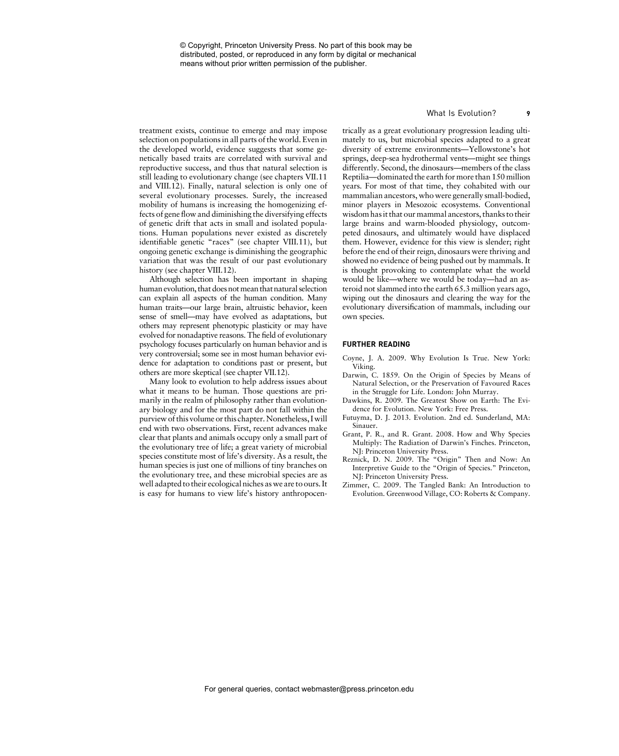© Copyright, Princeton University Press. No part of this book may be distributed, posted, or reproduced in any form by digital or mechanical means without prior written permission of the publisher.

treatment exists, continue to emerge and may impose selection on populations in all parts of the world. Even in the developed world, evidence suggests that some genetically based traits are correlated with survival and reproductive success, and thus that natural selection is still leading to evolutionary change (see chapters VII.11 and VIII.12). Finally, natural selection is only one of several evolutionary processes. Surely, the increased mobility of humans is increasing the homogenizing effects of gene flow and diminishing the diversifying effects of genetic drift that acts in small and isolated populations. Human populations never existed as discretely identifiable genetic "races" (see chapter VIII.11), but ongoing genetic exchange is diminishing the geographic variation that was the result of our past evolutionary history (see chapter VIII.12).

Although selection has been important in shaping human evolution, that does not mean that natural selection can explain all aspects of the human condition. Many human traits—our large brain, altruistic behavior, keen sense of smell—may have evolved as adaptations, but others may represent phenotypic plasticity or may have evolved for nonadaptive reasons. The field of evolutionary psychology focuses particularly on human behavior and is very controversial; some see in most human behavior evidence for adaptation to conditions past or present, but others are more skeptical (see chapter VII.12).

Many look to evolution to help address issues about what it means to be human. Those questions are primarily in the realm of philosophy rather than evolutionary biology and for the most part do not fall within the purview of this volume or this chapter. Nonetheless, I will end with two observations. First, recent advances make clear that plants and animals occupy only a small part of the evolutionary tree of life; a great variety of microbial species constitute most of life's diversity. As a result, the human species is just one of millions of tiny branches on the evolutionary tree, and these microbial species are as well adapted to their ecological niches as we are to ours. It is easy for humans to view life's history anthropocentrically as a great evolutionary progression leading ultimately to us, but microbial species adapted to a great diversity of extreme environments—Yellowstone's hot springs, deep-sea hydrothermal vents—might see things differently. Second, the dinosaurs—members of the class Reptilia—dominated the earth for more than 150 million years. For most of that time, they cohabited with our mammalian ancestors, who were generally small-bodied, minor players in Mesozoic ecosystems. Conventional wisdom has it that our mammal ancestors, thanks to their large brains and warm-blooded physiology, outcompeted dinosaurs, and ultimately would have displaced them. However, evidence for this view is slender; right before the end of their reign, dinosaurs were thriving and showed no evidence of being pushed out by mammals. It is thought provoking to contemplate what the world would be like—where we would be today—had an asteroid not slammed into the earth 65.3 million years ago, wiping out the dinosaurs and clearing the way for the evolutionary diversification of mammals, including our own species.

## FURTHER READING

- Coyne, J. A. 2009. Why Evolution Is True. New York: Viking.
- Darwin, C. 1859. On the Origin of Species by Means of Natural Selection, or the Preservation of Favoured Races in the Struggle for Life. London: John Murray.
- Dawkins, R. 2009. The Greatest Show on Earth: The Evidence for Evolution. New York: Free Press.
- Futuyma, D. J. 2013. Evolution. 2nd ed. Sunderland, MA: Sinauer.
- Grant, P. R., and R. Grant. 2008. How and Why Species Multiply: The Radiation of Darwin's Finches. Princeton, NJ: Princeton University Press.
- Reznick, D. N. 2009. The "Origin" Then and Now: An Interpretive Guide to the "Origin of Species." Princeton, NJ: Princeton University Press.
- Zimmer, C. 2009. The Tangled Bank: An Introduction to Evolution. Greenwood Village, CO: Roberts & Company.

For general queries, contact webmaster@press.princeton.edu